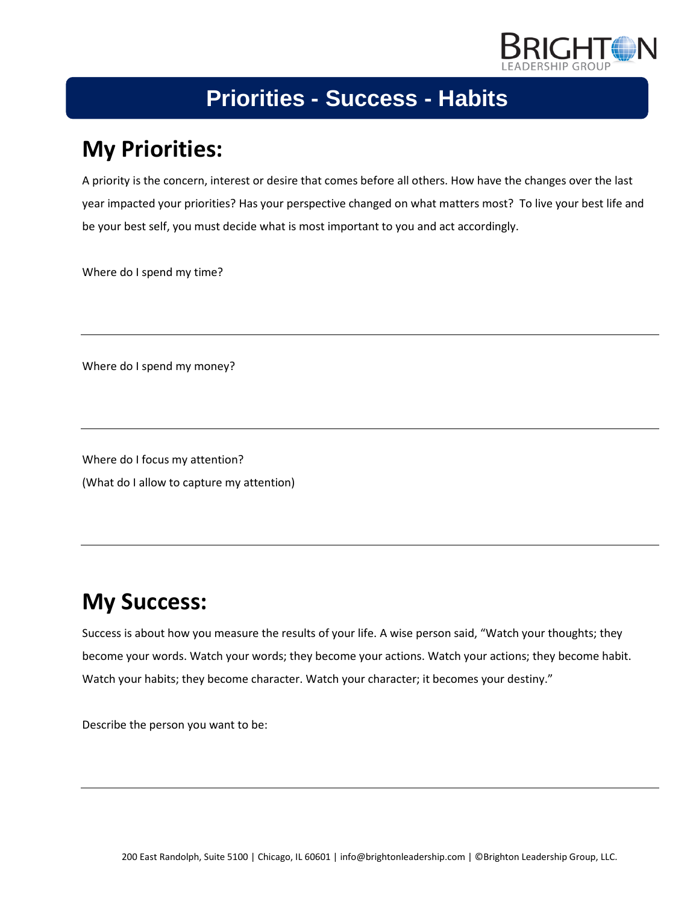# Priorities - Success - Habits

## My Priorities:

A priority is the concern, interest or desire that comes before all others. How have the changes over the last year impacted your priorities? Has your perspective changed on what matters most? To live your best life and be your best self, you must decide what is most important to you and act accordingly.

Where do I spend my time?

---

Where do I spend my money?

---

Where do I focus my attention?
(What do I allow to capture my attention)

---

## My Success:

Success is about how you measure the results of your life. A wise person said, "Watch your thoughts; they become your words. Watch your words; they become your actions. Watch your actions; they become habit. Watch your habits; they become character. Watch your character; it becomes your destiny."

Describe the person you want to be:

---

200 East Randolph, Suite 5100 | Chicago, IL 60601 | info@brightonleadership.com | ©Brighton Leadership Group, LLC.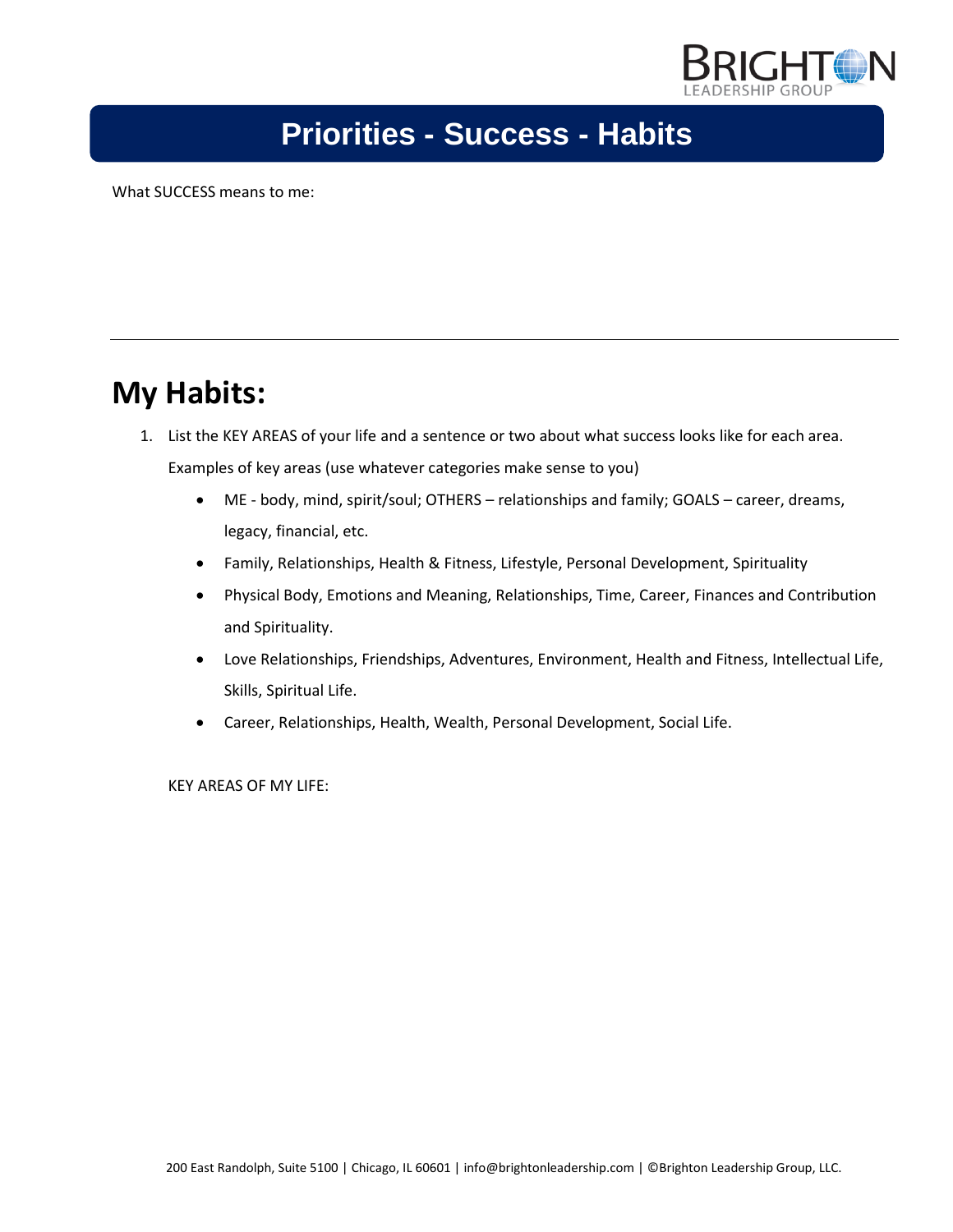# Priorities - Success - Habits

What SUCCESS means to me:

---

## My Habits:

1. List the KEY AREAS of your life and a sentence or two about what success looks like for each area.

   Examples of key areas (use whatever categories make sense to you)

   - ME - body, mind, spirit/soul; OTHERS – relationships and family; GOALS – career, dreams, legacy, financial, etc.
   - Family, Relationships, Health & Fitness, Lifestyle, Personal Development, Spirituality
   - Physical Body, Emotions and Meaning, Relationships, Time, Career, Finances and Contribution and Spirituality.
   - Love Relationships, Friendships, Adventures, Environment, Health and Fitness, Intellectual Life, Skills, Spiritual Life.
   - Career, Relationships, Health, Wealth, Personal Development, Social Life.

   KEY AREAS OF MY LIFE: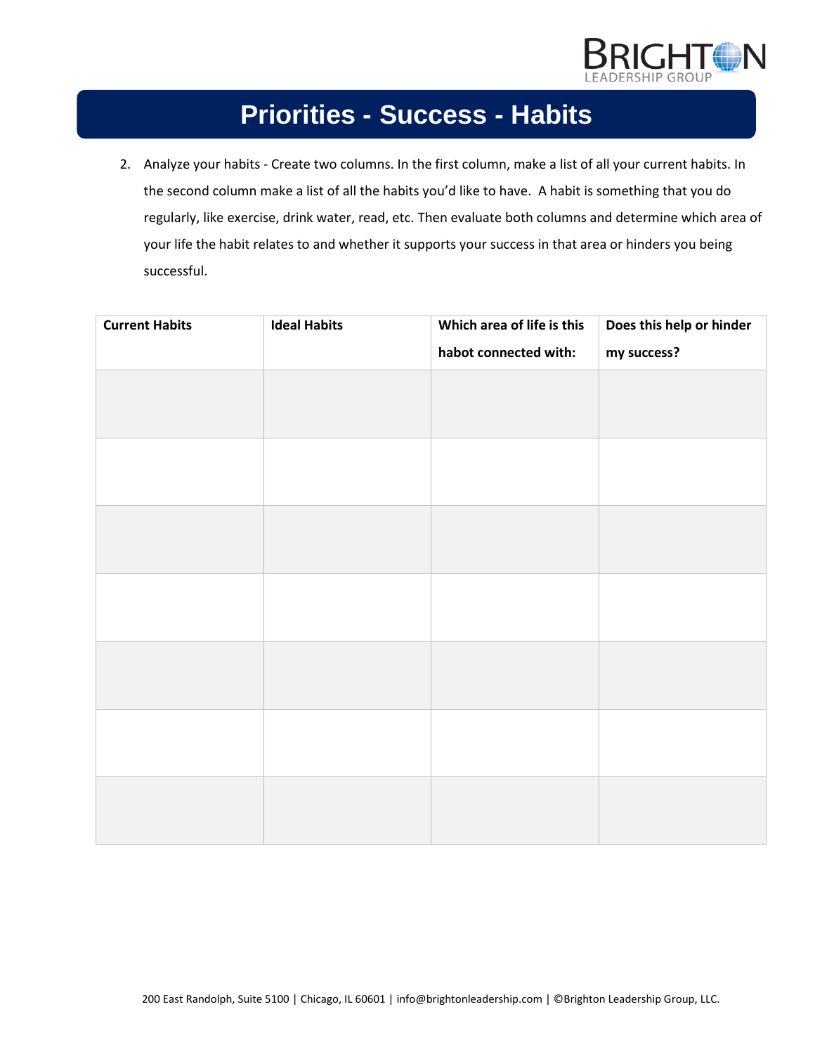# Priorities - Success - Habits

2. Analyze your habits - Create two columns. In the first column, make a list of all your current habits. In the second column make a list of all the habits you'd like to have. A habit is something that you do regularly, like exercise, drink water, read, etc. Then evaluate both columns and determine which area of your life the habit relates to and whether it supports your success in that area or hinders you being successful.

| **Current Habits** | **Ideal Habits** | **Which area of life is this habot connected with:** | **Does this help or hinder my success?** |
|---|---|---|---|
| | | | |
| | | | |
| | | | |
| | | | |
| | | | |
| | | | |
| | | | |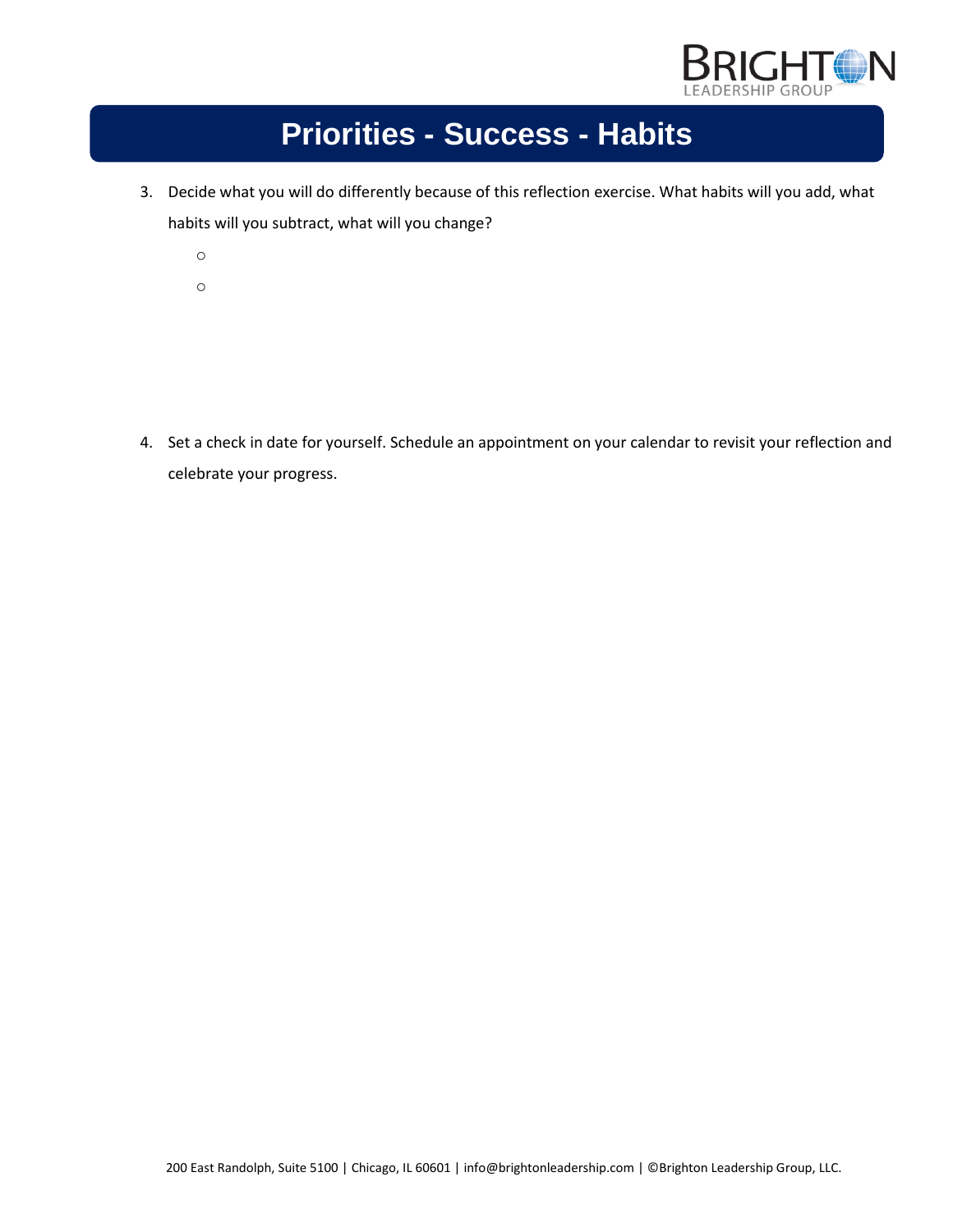# Priorities - Success - Habits

3. Decide what you will do differently because of this reflection exercise. What habits will you add, what habits will you subtract, what will you change?
    - 
    - 

4. Set a check in date for yourself. Schedule an appointment on your calendar to revisit your reflection and celebrate your progress.